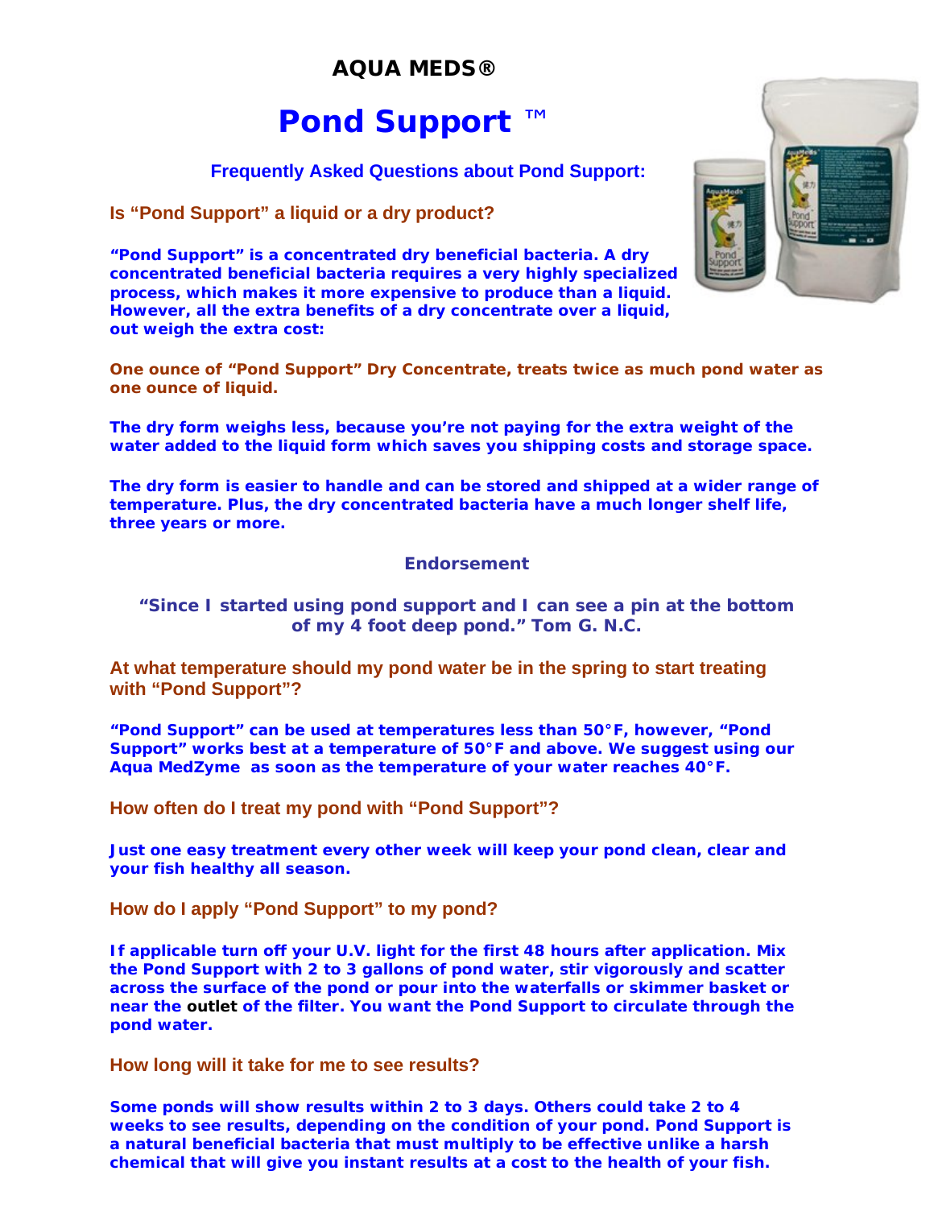**AQUA MEDS®**

# Pond Support ™

## Frequently Asked Questions about Pond Support:

### Is “Pond Support” a liquid or a dry product?

**“Pond Support” is a concentrated dry beneficial bacteria. A dry concentrated beneficial bacteria requires a very highly specialized process, which makes it more expensive to produce than a liquid. However, all the extra benefits of a dry concentrate over a liquid, out weigh the extra cost:**

**One ounce of “Pond Support” Dry Concentrate, treats twice as much pond water as one ounce of liquid.**

**The dry form weighs less, because you’re not paying for the extra weight of the water added to the liquid form which saves you shipping costs and storage space.**

**The dry form is easier to handle and can be stored and shipped at a wider range of temperature. Plus, the dry concentrated bacteria have a much longer shelf life, three years or more.**

**Endorsement**

**“Since I started using pond support and I can see a pin at the bottom of my 4 foot deep pond.” Tom G. N.C.**

### At what temperature should my pond water be in the spring to start treating with “Pond Support”?

**“Pond Support” can be used at temperatures less than 50°F, however, “Pond Support” works best at a temperature of 50°F and above. We suggest using our Aqua MedZyme as soon as the temperature of your water reaches 40°F.**

### How often do I treat my pond with “Pond Support”?

**Just one easy treatment every other week will keep your pond clean, clear and your fish healthy all season.**

### How do I apply “Pond Support” to my pond?

**If applicable turn off your U.V. light for the first 48 hours after application. Mix the Pond Support with 2 to 3 gallons of pond water, stir vigorously and scatter across the surface of the pond or pour into the waterfalls or skimmer basket or near the outlet of the filter. You want the Pond Support to circulate through the pond water.**

### How long will it take for me to see results?

**Some ponds will show results within 2 to 3 days. Others could take 2 to 4 weeks to see results, depending on the condition of your pond. Pond Support is a natural beneficial bacteria that must multiply to be effective unlike a harsh chemical that will give you instant results at a cost to the health of your fish.**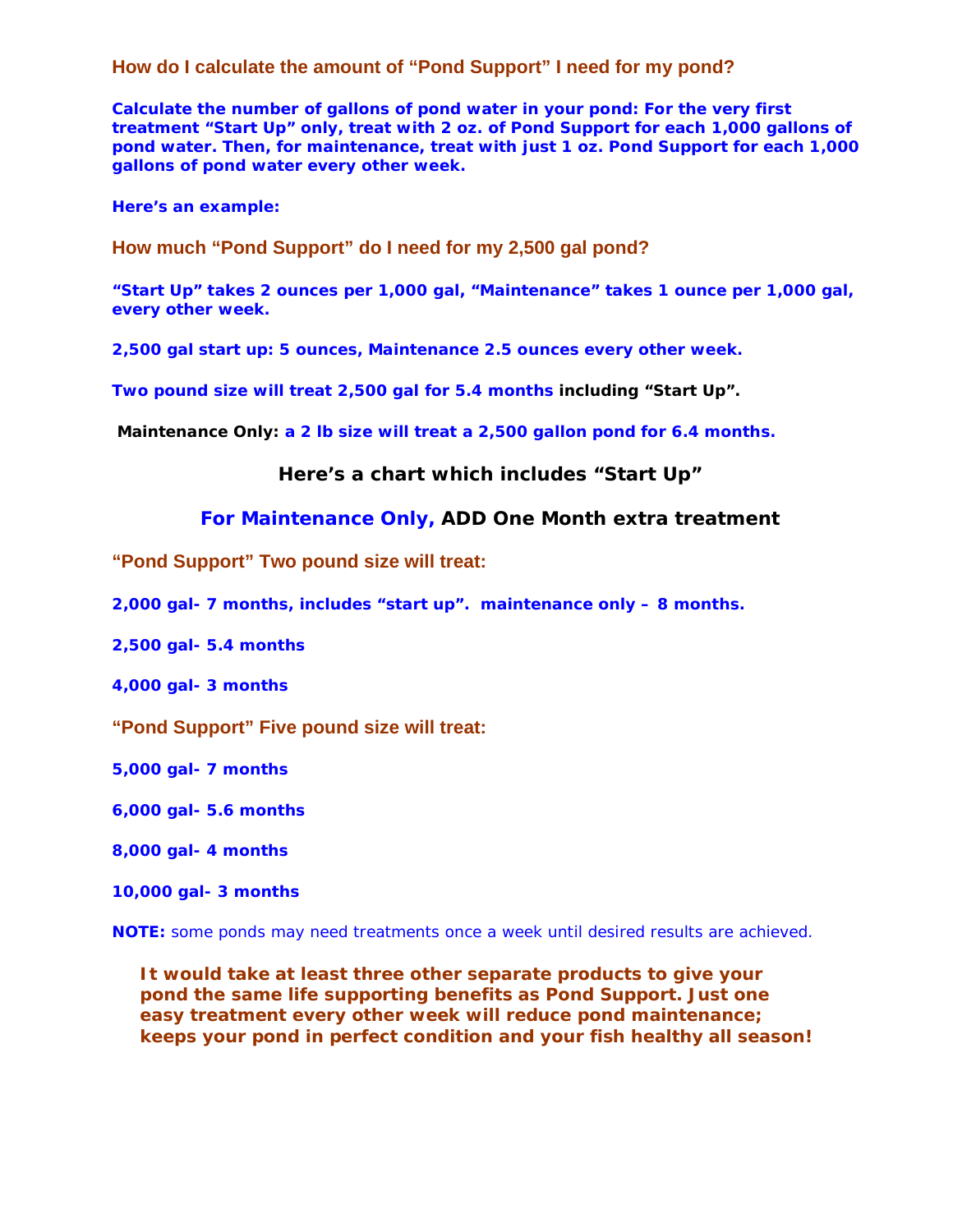## How do I calculate the amount of "Pond Support" I need for my pond?

**Calculate the number of gallons of pond water in your pond: For the very first treatment "Start Up" only, treat with 2 oz. of Pond Support for each 1,000 gallons of pond water. Then, for maintenance, treat with just 1 oz. Pond Support for each 1,000 gallons of pond water every other week.**

**Here's an example:**

## How much "Pond Support" do I need for my 2,500 gal pond?

**"Start Up" takes 2 ounces per 1,000 gal, "Maintenance" takes 1 ounce per 1,000 gal, every other week.**

**2,500 gal start up: 5 ounces, Maintenance 2.5 ounces every other week.**

**Two pound size will treat 2,500 gal for 5.4 months including "Start Up".**

**Maintenance Only: a 2 lb size will treat a 2,500 gallon pond for 6.4 months.**

**Here's a chart which includes "Start Up"**

**For Maintenance Only, ADD One Month extra treatment**

### "Pond Support" Two pound size will treat:

**2,000 gal- 7 months, includes "start up". maintenance only – 8 months.**

**2,500 gal- 5.4 months**

**4,000 gal- 3 months**

### "Pond Support" Five pound size will treat:

**5,000 gal- 7 months**

**6,000 gal- 5.6 months**

**8,000 gal- 4 months**

**10,000 gal- 3 months**

**NOTE:** some ponds may need treatments once a week until desired results are achieved.

**It would take at least three other separate products to give your pond the same life supporting benefits as Pond Support. Just one easy treatment every other week will reduce pond maintenance; keeps your pond in perfect condition and your fish healthy all season!**